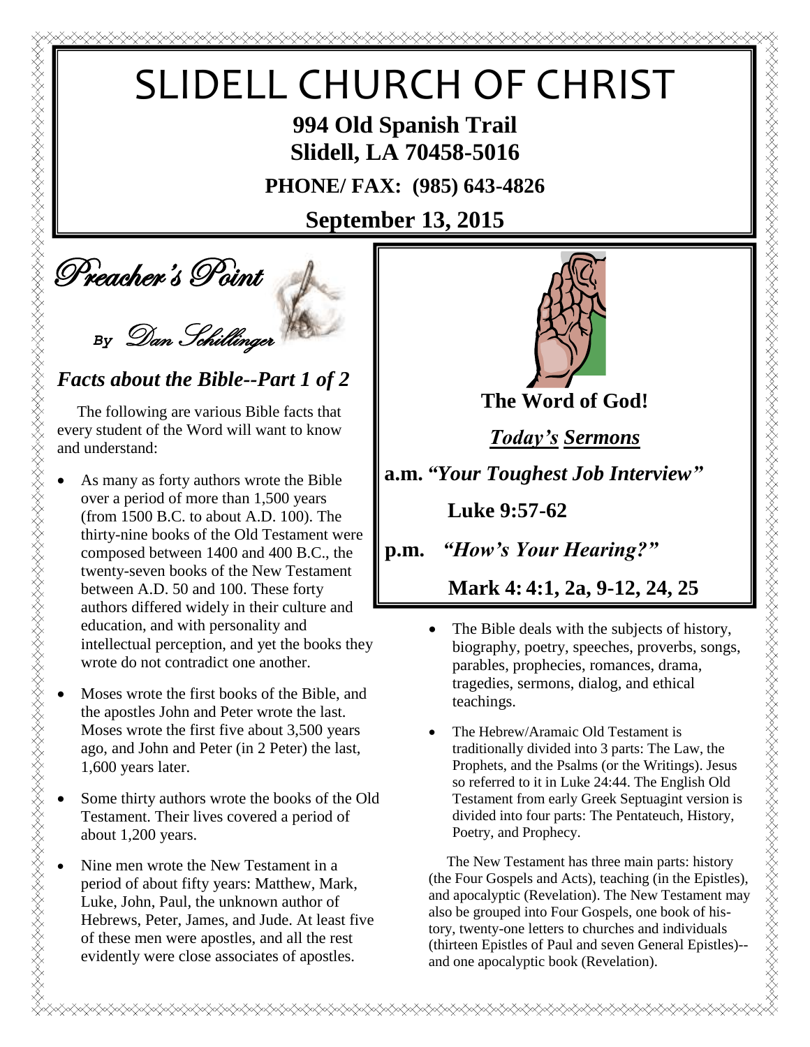# SLIDELL CHURCH OF CHRIST

**994 Old Spanish Trail**
**Slidell, LA 70458-5016**

**PHONE/ FAX: (985) 643-4826**

**September 13, 2015**

## Preacher's Point

*By Dan Schillinger*

### *Facts about the Bible--Part 1 of 2*

The following are various Bible facts that every student of the Word will want to know and understand:

- As many as forty authors wrote the Bible over a period of more than 1,500 years (from 1500 B.C. to about A.D. 100). The thirty-nine books of the Old Testament were composed between 1400 and 400 B.C., the twenty-seven books of the New Testament between A.D. 50 and 100. These forty authors differed widely in their culture and education, and with personality and intellectual perception, and yet the books they wrote do not contradict one another.
- Moses wrote the first books of the Bible, and the apostles John and Peter wrote the last. Moses wrote the first five about 3,500 years ago, and John and Peter (in 2 Peter) the last, 1,600 years later.
- Some thirty authors wrote the books of the Old Testament. Their lives covered a period of about 1,200 years.
- Nine men wrote the New Testament in a period of about fifty years: Matthew, Mark, Luke, John, Paul, the unknown author of Hebrews, Peter, James, and Jude. At least five of these men were apostles, and all the rest evidently were close associates of apostles.

**The Word of God!**

***Today's Sermons***

**a.m.** ***"Your Toughest Job Interview"***

**Luke 9:57-62**

**p.m.** ***"How's Your Hearing?"***

**Mark 4: 4:1, 2a, 9-12, 24, 25**

- The Bible deals with the subjects of history, biography, poetry, speeches, proverbs, songs, parables, prophecies, romances, drama, tragedies, sermons, dialog, and ethical teachings.
- The Hebrew/Aramaic Old Testament is traditionally divided into 3 parts: The Law, the Prophets, and the Psalms (or the Writings). Jesus so referred to it in Luke 24:44. The English Old Testament from early Greek Septuagint version is divided into four parts: The Pentateuch, History, Poetry, and Prophecy.

The New Testament has three main parts: history (the Four Gospels and Acts), teaching (in the Epistles), and apocalyptic (Revelation). The New Testament may also be grouped into Four Gospels, one book of history, twenty-one letters to churches and individuals (thirteen Epistles of Paul and seven General Epistles)--and one apocalyptic book (Revelation).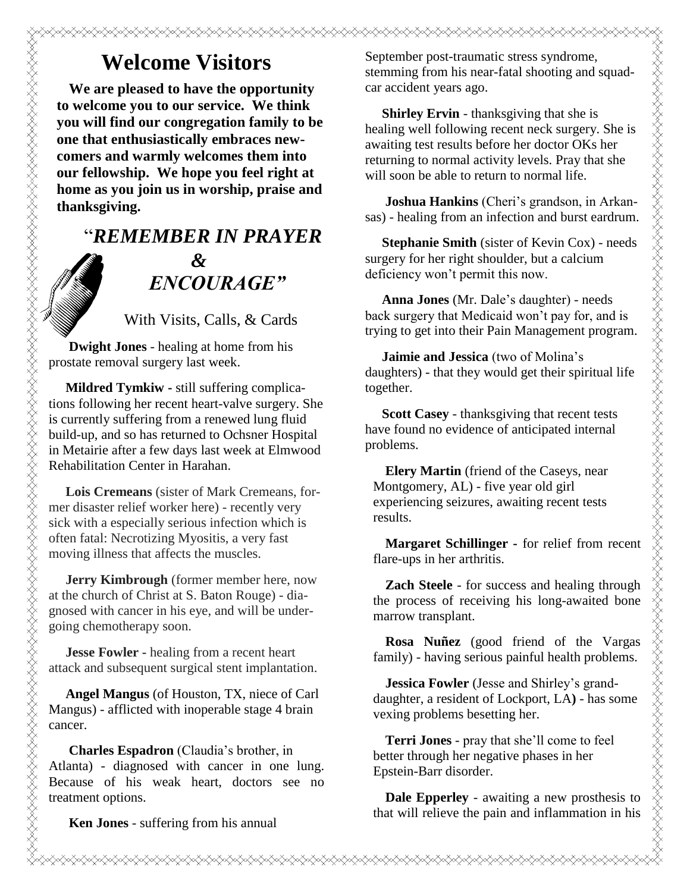# Welcome Visitors

**We are pleased to have the opportunity to welcome you to our service. We think you will find our congregation family to be one that enthusiastically embraces new-comers and warmly welcomes them into our fellowship. We hope you feel right at home as you join us in worship, praise and thanksgiving.**

## "*REMEMBER IN PRAYER & ENCOURAGE"*

With Visits, Calls, & Cards

**Dwight Jones** - healing at home from his prostate removal surgery last week.

**Mildred Tymkiw** - still suffering complica-tions following her recent heart-valve surgery. She is currently suffering from a renewed lung fluid build-up, and so has returned to Ochsner Hospital in Metairie after a few days last week at Elmwood Rehabilitation Center in Harahan.

**Lois Cremeans** (sister of Mark Cremeans, for-mer disaster relief worker here) - recently very sick with a especially serious infection which is often fatal: Necrotizing Myositis, a very fast moving illness that affects the muscles.

**Jerry Kimbrough** (former member here, now at the church of Christ at S. Baton Rouge) - dia-gnosed with cancer in his eye, and will be under-going chemotherapy soon.

**Jesse Fowler** - healing from a recent heart attack and subsequent surgical stent implantation.

**Angel Mangus** (of Houston, TX, niece of Carl Mangus) - afflicted with inoperable stage 4 brain cancer.

**Charles Espadron** (Claudia's brother, in Atlanta) - diagnosed with cancer in one lung. Because of his weak heart, doctors see no treatment options.

**Ken Jones** - suffering from his annual September post-traumatic stress syndrome, stemming from his near-fatal shooting and squad-car accident years ago.

**Shirley Ervin** - thanksgiving that she is healing well following recent neck surgery. She is awaiting test results before her doctor OKs her returning to normal activity levels. Pray that she will soon be able to return to normal life.

**Joshua Hankins** (Cheri's grandson, in Arkan-sas) - healing from an infection and burst eardrum.

**Stephanie Smith** (sister of Kevin Cox) - needs surgery for her right shoulder, but a calcium deficiency won't permit this now.

**Anna Jones** (Mr. Dale's daughter) - needs back surgery that Medicaid won't pay for, and is trying to get into their Pain Management program.

**Jaimie and Jessica** (two of Molina's daughters) - that they would get their spiritual life together.

**Scott Casey** - thanksgiving that recent tests have found no evidence of anticipated internal problems.

**Elery Martin** (friend of the Caseys, near Montgomery, AL) - five year old girl experiencing seizures, awaiting recent tests results.

**Margaret Schillinger** - for relief from recent flare-ups in her arthritis.

**Zach Steele** - for success and healing through the process of receiving his long-awaited bone marrow transplant.

**Rosa Nuñez** (good friend of the Vargas family) - having serious painful health problems.

**Jessica Fowler** (Jesse and Shirley's grand-daughter, a resident of Lockport, LA**)** - has some vexing problems besetting her.

**Terri Jones** - pray that she'll come to feel better through her negative phases in her Epstein-Barr disorder.

**Dale Epperley** - awaiting a new prosthesis to that will relieve the pain and inflammation in his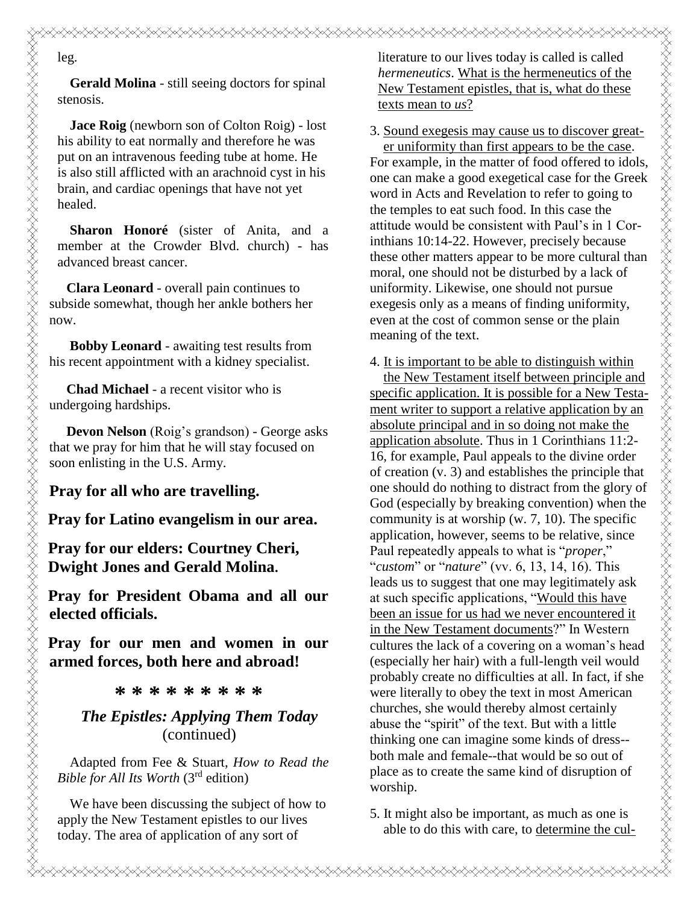leg.

**Gerald Molina** - still seeing doctors for spinal stenosis.

**Jace Roig** (newborn son of Colton Roig) - lost his ability to eat normally and therefore he was put on an intravenous feeding tube at home. He is also still afflicted with an arachnoid cyst in his brain, and cardiac openings that have not yet healed.

**Sharon Honoré** (sister of Anita, and a member at the Crowder Blvd. church) - has advanced breast cancer.

**Clara Leonard** - overall pain continues to subside somewhat, though her ankle bothers her now.

**Bobby Leonard** - awaiting test results from his recent appointment with a kidney specialist.

**Chad Michael** - a recent visitor who is undergoing hardships.

**Devon Nelson** (Roig's grandson) - George asks that we pray for him that he will stay focused on soon enlisting in the U.S. Army.

**Pray for all who are travelling.**

**Pray for Latino evangelism in our area.**

**Pray for our elders: Courtney Cheri, Dwight Jones and Gerald Molina.**

**Pray for President Obama and all our elected officials.**

**Pray for our men and women in our armed forces, both here and abroad!**

**\* \* \* \* \* \* \* \* \***

## *The Epistles: Applying Them Today* (continued)

Adapted from Fee & Stuart, *How to Read the Bible for All Its Worth* (3rd edition)

We have been discussing the subject of how to apply the New Testament epistles to our lives today. The area of application of any sort of literature to our lives today is called is called *hermeneutics*. What is the hermeneutics of the New Testament epistles, that is, what do these texts mean to *us*?

3. Sound exegesis may cause us to discover greater uniformity than first appears to be the case. For example, in the matter of food offered to idols, one can make a good exegetical case for the Greek word in Acts and Revelation to refer to going to the temples to eat such food. In this case the attitude would be consistent with Paul's in 1 Corinthians 10:14-22. However, precisely because these other matters appear to be more cultural than moral, one should not be disturbed by a lack of uniformity. Likewise, one should not pursue exegesis only as a means of finding uniformity, even at the cost of common sense or the plain meaning of the text.

4. It is important to be able to distinguish within the New Testament itself between principle and specific application. It is possible for a New Testament writer to support a relative application by an absolute principal and in so doing not make the application absolute. Thus in 1 Corinthians 11:2-16, for example, Paul appeals to the divine order of creation (v. 3) and establishes the principle that one should do nothing to distract from the glory of God (especially by breaking convention) when the community is at worship (w. 7, 10). The specific application, however, seems to be relative, since Paul repeatedly appeals to what is "*proper*," "*custom*" or "*nature*" (vv. 6, 13, 14, 16). This leads us to suggest that one may legitimately ask at such specific applications, "Would this have been an issue for us had we never encountered it in the New Testament documents?" In Western cultures the lack of a covering on a woman's head (especially her hair) with a full-length veil would probably create no difficulties at all. In fact, if she were literally to obey the text in most American churches, she would thereby almost certainly abuse the "spirit" of the text. But with a little thinking one can imagine some kinds of dress--both male and female--that would be so out of place as to create the same kind of disruption of worship.

5. It might also be important, as much as one is able to do this with care, to determine the cul-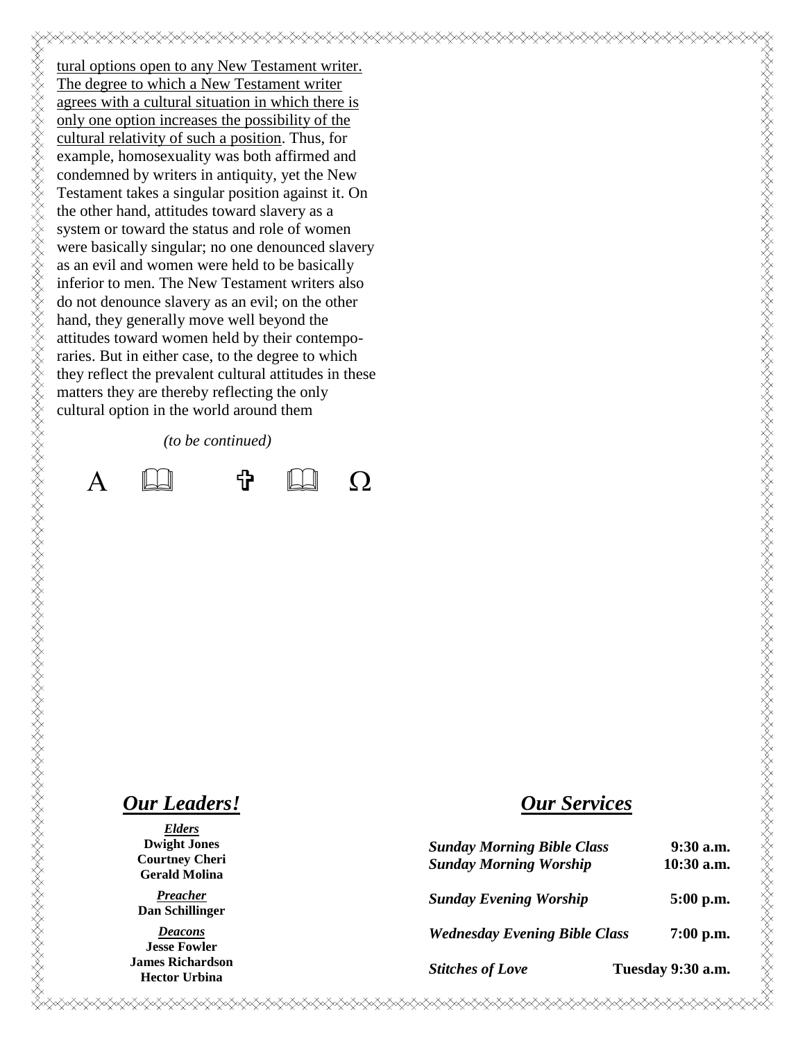tural options open to any New Testament writer. The degree to which a New Testament writer agrees with a cultural situation in which there is only one option increases the possibility of the cultural relativity of such a position. Thus, for example, homosexuality was both affirmed and condemned by writers in antiquity, yet the New Testament takes a singular position against it. On the other hand, attitudes toward slavery as a system or toward the status and role of women were basically singular; no one denounced slavery as an evil and women were held to be basically inferior to men. The New Testament writers also do not denounce slavery as an evil; on the other hand, they generally move well beyond the attitudes toward women held by their contemporaries. But in either case, to the degree to which they reflect the prevalent cultural attitudes in these matters they are thereby reflecting the only cultural option in the world around them

*(to be continued)*

A 🕮 ✞ 🕮 Ω

## *Our Leaders!*

***Elders***

**Dwight Jones**
**Courtney Cheri**
**Gerald Molina**

***Preacher***

**Dan Schillinger**

***Deacons***

**Jesse Fowler**
**James Richardson**
**Hector Urbina**

## *Our Services*

| | |
|---|---|
| ***Sunday Morning Bible Class*** | **9:30 a.m.** |
| ***Sunday Morning Worship*** | **10:30 a.m.** |
| ***Sunday Evening Worship*** | **5:00 p.m.** |
| ***Wednesday Evening Bible Class*** | **7:00 p.m.** |
| ***Stitches of Love*** | **Tuesday 9:30 a.m.** |